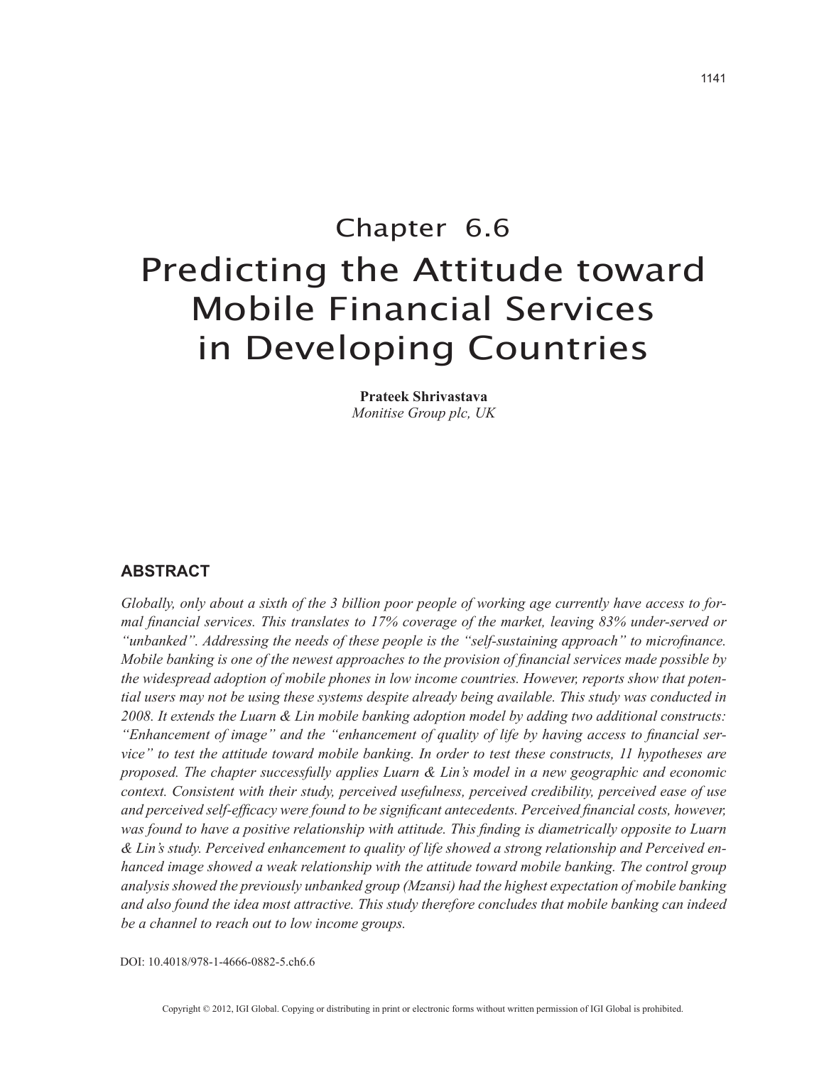# Chapter 6.6

# Predicting the Attitude toward Mobile Financial Services in Developing Countries

**Prateek Shrivastava**
*Monitise Group plc, UK*

## ABSTRACT

*Globally, only about a sixth of the 3 billion poor people of working age currently have access to formal financial services. This translates to 17% coverage of the market, leaving 83% under-served or "unbanked". Addressing the needs of these people is the "self-sustaining approach" to microfinance. Mobile banking is one of the newest approaches to the provision of financial services made possible by the widespread adoption of mobile phones in low income countries. However, reports show that potential users may not be using these systems despite already being available. This study was conducted in 2008. It extends the Luarn & Lin mobile banking adoption model by adding two additional constructs: "Enhancement of image" and the "enhancement of quality of life by having access to financial service" to test the attitude toward mobile banking. In order to test these constructs, 11 hypotheses are proposed. The chapter successfully applies Luarn & Lin's model in a new geographic and economic context. Consistent with their study, perceived usefulness, perceived credibility, perceived ease of use and perceived self-efficacy were found to be significant antecedents. Perceived financial costs, however, was found to have a positive relationship with attitude. This finding is diametrically opposite to Luarn & Lin's study. Perceived enhancement to quality of life showed a strong relationship and Perceived enhanced image showed a weak relationship with the attitude toward mobile banking. The control group analysis showed the previously unbanked group (Mzansi) had the highest expectation of mobile banking and also found the idea most attractive. This study therefore concludes that mobile banking can indeed be a channel to reach out to low income groups.*

DOI: 10.4018/978-1-4666-0882-5.ch6.6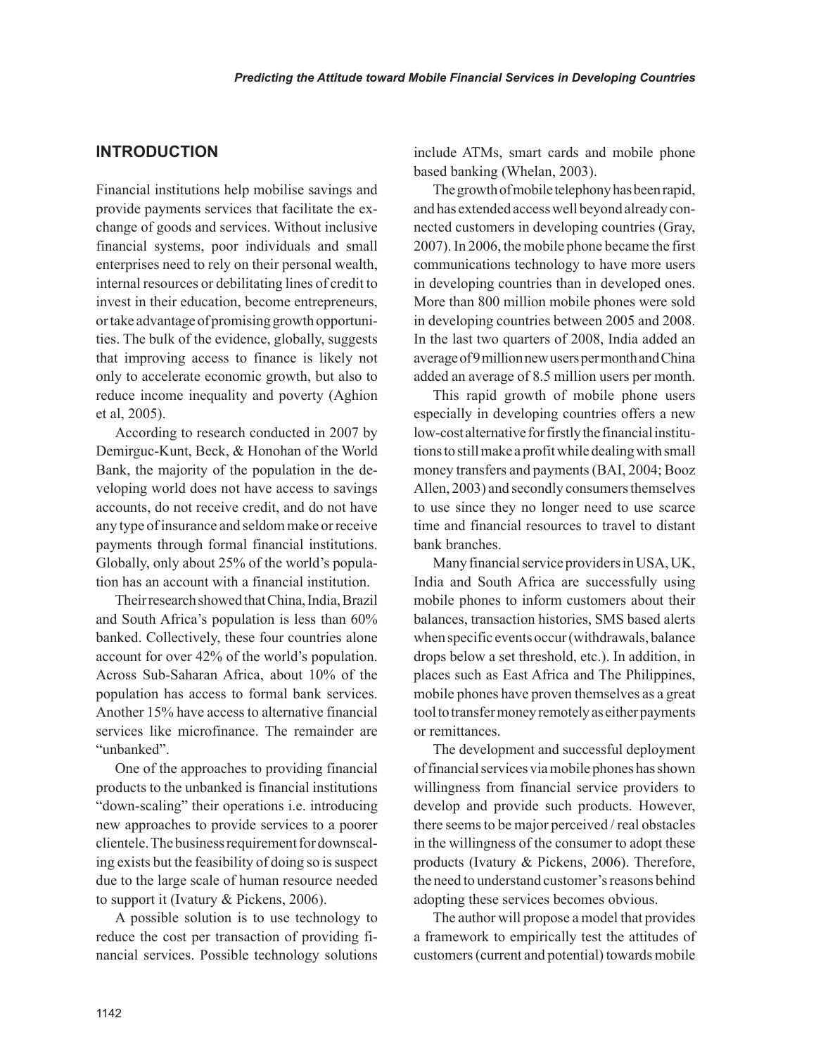## INTRODUCTION

Financial institutions help mobilise savings and provide payments services that facilitate the exchange of goods and services. Without inclusive financial systems, poor individuals and small enterprises need to rely on their personal wealth, internal resources or debilitating lines of credit to invest in their education, become entrepreneurs, or take advantage of promising growth opportunities. The bulk of the evidence, globally, suggests that improving access to finance is likely not only to accelerate economic growth, but also to reduce income inequality and poverty (Aghion et al, 2005).

According to research conducted in 2007 by Demirguc-Kunt, Beck, & Honohan of the World Bank, the majority of the population in the developing world does not have access to savings accounts, do not receive credit, and do not have any type of insurance and seldom make or receive payments through formal financial institutions. Globally, only about 25% of the world's population has an account with a financial institution.

Their research showed that China, India, Brazil and South Africa's population is less than 60% banked. Collectively, these four countries alone account for over 42% of the world's population. Across Sub-Saharan Africa, about 10% of the population has access to formal bank services. Another 15% have access to alternative financial services like microfinance. The remainder are "unbanked".

One of the approaches to providing financial products to the unbanked is financial institutions "down-scaling" their operations i.e. introducing new approaches to provide services to a poorer clientele. The business requirement for downscaling exists but the feasibility of doing so is suspect due to the large scale of human resource needed to support it (Ivatury & Pickens, 2006).

A possible solution is to use technology to reduce the cost per transaction of providing financial services. Possible technology solutions include ATMs, smart cards and mobile phone based banking (Whelan, 2003).

The growth of mobile telephony has been rapid, and has extended access well beyond already connected customers in developing countries (Gray, 2007). In 2006, the mobile phone became the first communications technology to have more users in developing countries than in developed ones. More than 800 million mobile phones were sold in developing countries between 2005 and 2008. In the last two quarters of 2008, India added an average of 9 million new users per month and China added an average of 8.5 million users per month.

This rapid growth of mobile phone users especially in developing countries offers a new low-cost alternative for firstly the financial institutions to still make a profit while dealing with small money transfers and payments (BAI, 2004; Booz Allen, 2003) and secondly consumers themselves to use since they no longer need to use scarce time and financial resources to travel to distant bank branches.

Many financial service providers in USA, UK, India and South Africa are successfully using mobile phones to inform customers about their balances, transaction histories, SMS based alerts when specific events occur (withdrawals, balance drops below a set threshold, etc.). In addition, in places such as East Africa and The Philippines, mobile phones have proven themselves as a great tool to transfer money remotely as either payments or remittances.

The development and successful deployment of financial services via mobile phones has shown willingness from financial service providers to develop and provide such products. However, there seems to be major perceived / real obstacles in the willingness of the consumer to adopt these products (Ivatury & Pickens, 2006). Therefore, the need to understand customer's reasons behind adopting these services becomes obvious.

The author will propose a model that provides a framework to empirically test the attitudes of customers (current and potential) towards mobile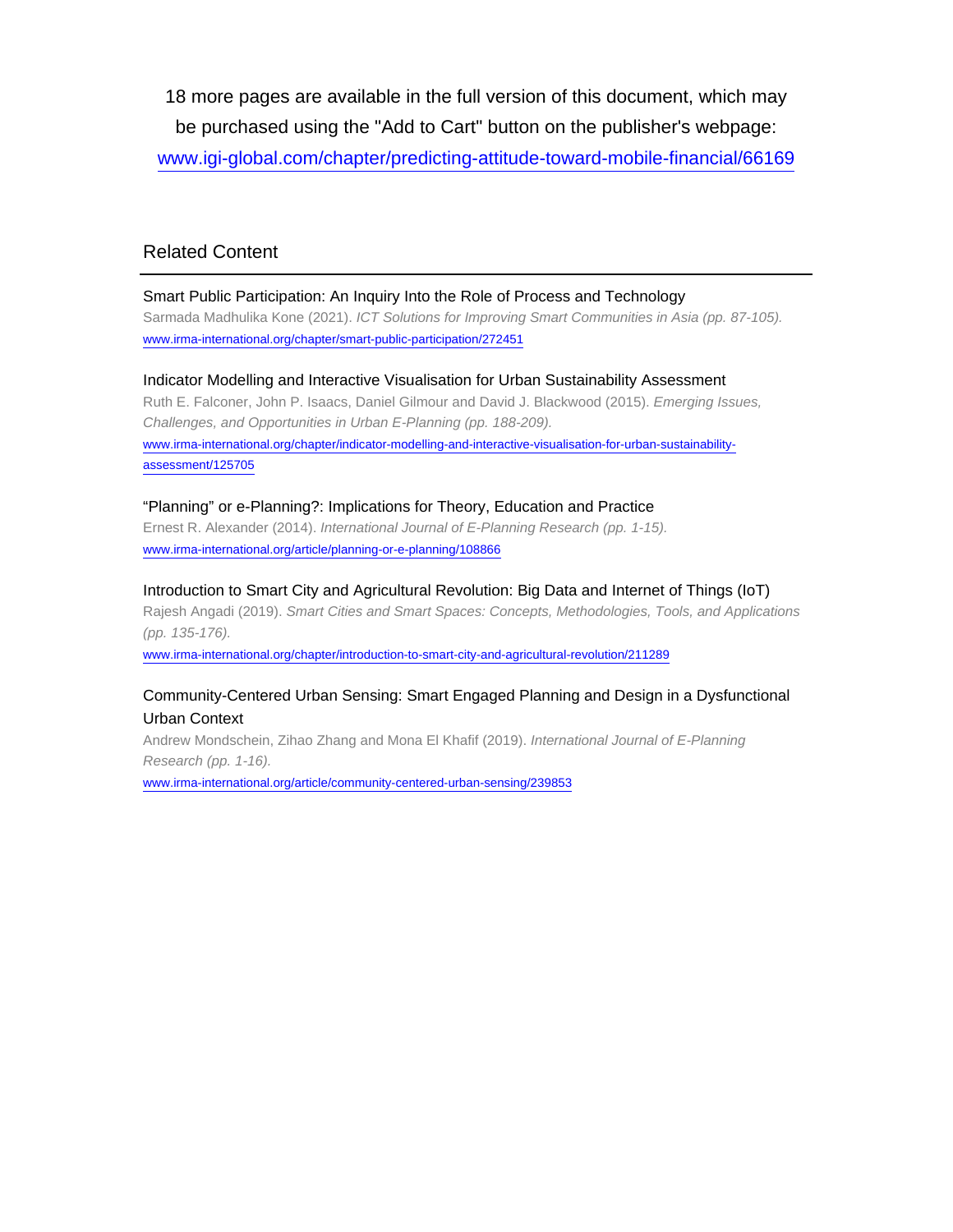18 more pages are available in the full version of this document, which may be purchased using the "Add to Cart" button on the publisher's webpage: [www.igi-global.com/chapter/predicting-attitude-toward-mobile-financial/66169](www.igi-global.com/chapter/predicting-attitude-toward-mobile-financial/66169)

## Related Content

Smart Public Participation: An Inquiry Into the Role of Process and Technology
Sarmada Madhulika Kone (2021). *ICT Solutions for Improving Smart Communities in Asia (pp. 87-105).*
[www.irma-international.org/chapter/smart-public-participation/272451](www.irma-international.org/chapter/smart-public-participation/272451)

Indicator Modelling and Interactive Visualisation for Urban Sustainability Assessment
Ruth E. Falconer, John P. Isaacs, Daniel Gilmour and David J. Blackwood (2015). *Emerging Issues, Challenges, and Opportunities in Urban E-Planning (pp. 188-209).*
[www.irma-international.org/chapter/indicator-modelling-and-interactive-visualisation-for-urban-sustainability-assessment/125705](www.irma-international.org/chapter/indicator-modelling-and-interactive-visualisation-for-urban-sustainability-assessment/125705)

"Planning" or e-Planning?: Implications for Theory, Education and Practice
Ernest R. Alexander (2014). *International Journal of E-Planning Research (pp. 1-15).*
[www.irma-international.org/article/planning-or-e-planning/108866](www.irma-international.org/article/planning-or-e-planning/108866)

Introduction to Smart City and Agricultural Revolution: Big Data and Internet of Things (IoT)
Rajesh Angadi (2019). *Smart Cities and Smart Spaces: Concepts, Methodologies, Tools, and Applications (pp. 135-176).*
[www.irma-international.org/chapter/introduction-to-smart-city-and-agricultural-revolution/211289](www.irma-international.org/chapter/introduction-to-smart-city-and-agricultural-revolution/211289)

Community-Centered Urban Sensing: Smart Engaged Planning and Design in a Dysfunctional Urban Context
Andrew Mondschein, Zihao Zhang and Mona El Khafif (2019). *International Journal of E-Planning Research (pp. 1-16).*
[www.irma-international.org/article/community-centered-urban-sensing/239853](www.irma-international.org/article/community-centered-urban-sensing/239853)